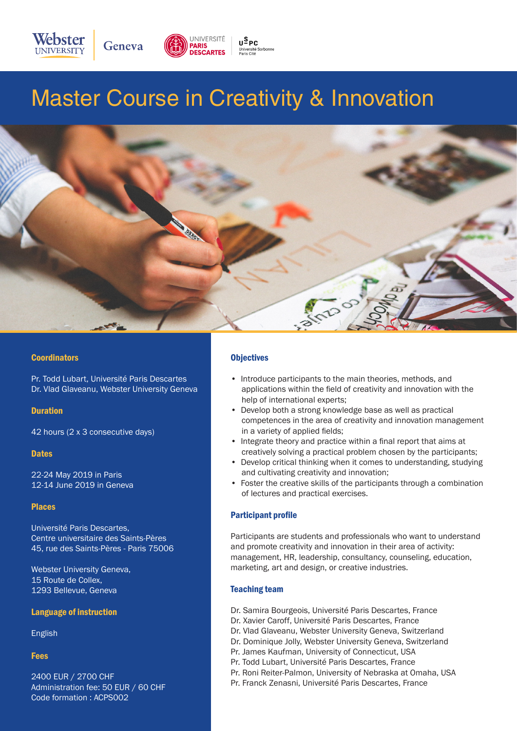# Master Course in Creativity & Innovation

## Coordinators

Pr. Todd Lubart, Université Paris Descartes
Dr. Vlad Glaveanu, Webster University Geneva

## Duration

42 hours (2 x 3 consecutive days)

## Dates

22-24 May 2019 in Paris
12-14 June 2019 in Geneva

## Places

Université Paris Descartes,
Centre universitaire des Saints-Pères
45, rue des Saints-Pères - Paris 75006

Webster University Geneva,
15 Route de Collex,
1293 Bellevue, Geneva

## Language of instruction

English

## Fees

2400 EUR / 2700 CHF
Administration fee: 50 EUR / 60 CHF
Code formation : ACPS002

## Objectives

- Introduce participants to the main theories, methods, and applications within the field of creativity and innovation with the help of international experts;
- Develop both a strong knowledge base as well as practical competences in the area of creativity and innovation management in a variety of applied fields;
- Integrate theory and practice within a final report that aims at creatively solving a practical problem chosen by the participants;
- Develop critical thinking when it comes to understanding, studying and cultivating creativity and innovation;
- Foster the creative skills of the participants through a combination of lectures and practical exercises.

## Participant profile

Participants are students and professionals who want to understand and promote creativity and innovation in their area of activity: management, HR, leadership, consultancy, counseling, education, marketing, art and design, or creative industries.

## Teaching team

Dr. Samira Bourgeois, Université Paris Descartes, France
Dr. Xavier Caroff, Université Paris Descartes, France
Dr. Vlad Glaveanu, Webster University Geneva, Switzerland
Dr. Dominique Jolly, Webster University Geneva, Switzerland
Pr. James Kaufman, University of Connecticut, USA
Pr. Todd Lubart, Université Paris Descartes, France
Pr. Roni Reiter-Palmon, University of Nebraska at Omaha, USA
Pr. Franck Zenasni, Université Paris Descartes, France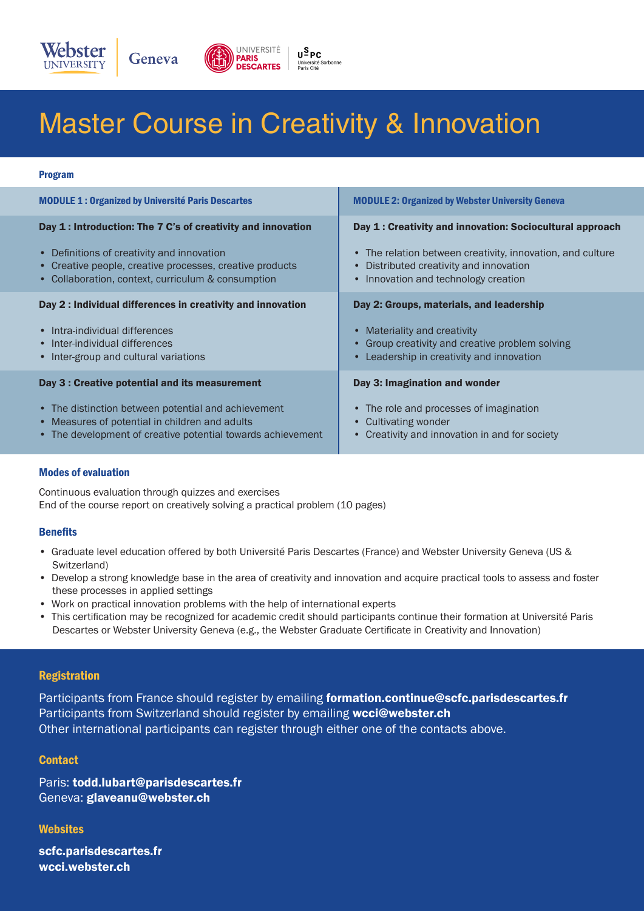# Master Course in Creativity & Innovation

### Program

| MODULE 1 : Organized by Université Paris Descartes | MODULE 2: Organized by Webster University Geneva |
|---|---|
| **Day 1 : Introduction: The 7 C's of creativity and innovation** | **Day 1 : Creativity and innovation: Sociocultural approach** |
| • Definitions of creativity and innovation<br>• Creative people, creative processes, creative products<br>• Collaboration, context, curriculum & consumption | • The relation between creativity, innovation, and culture<br>• Distributed creativity and innovation<br>• Innovation and technology creation |
| **Day 2 : Individual differences in creativity and innovation** | **Day 2: Groups, materials, and leadership** |
| • Intra-individual differences<br>• Inter-individual differences<br>• Inter-group and cultural variations | • Materiality and creativity<br>• Group creativity and creative problem solving<br>• Leadership in creativity and innovation |
| **Day 3 : Creative potential and its measurement** | **Day 3: Imagination and wonder** |
| • The distinction between potential and achievement<br>• Measures of potential in children and adults<br>• The development of creative potential towards achievement | • The role and processes of imagination<br>• Cultivating wonder<br>• Creativity and innovation in and for society |

### Modes of evaluation

Continuous evaluation through quizzes and exercises
End of the course report on creatively solving a practical problem (10 pages)

### Benefits

- Graduate level education offered by both Université Paris Descartes (France) and Webster University Geneva (US & Switzerland)
- Develop a strong knowledge base in the area of creativity and innovation and acquire practical tools to assess and foster these processes in applied settings
- Work on practical innovation problems with the help of international experts
- This certification may be recognized for academic credit should participants continue their formation at Université Paris Descartes or Webster University Geneva (e.g., the Webster Graduate Certificate in Creativity and Innovation)

### Registration

Participants from France should register by emailing **formation.continue@scfc.parisdescartes.fr**
Participants from Switzerland should register by emailing **wcci@webster.ch**
Other international participants can register through either one of the contacts above.

### Contact

Paris: **todd.lubart@parisdescartes.fr**
Geneva: **glaveanu@webster.ch**

### Websites

**scfc.parisdescartes.fr**
**wcci.webster.ch**